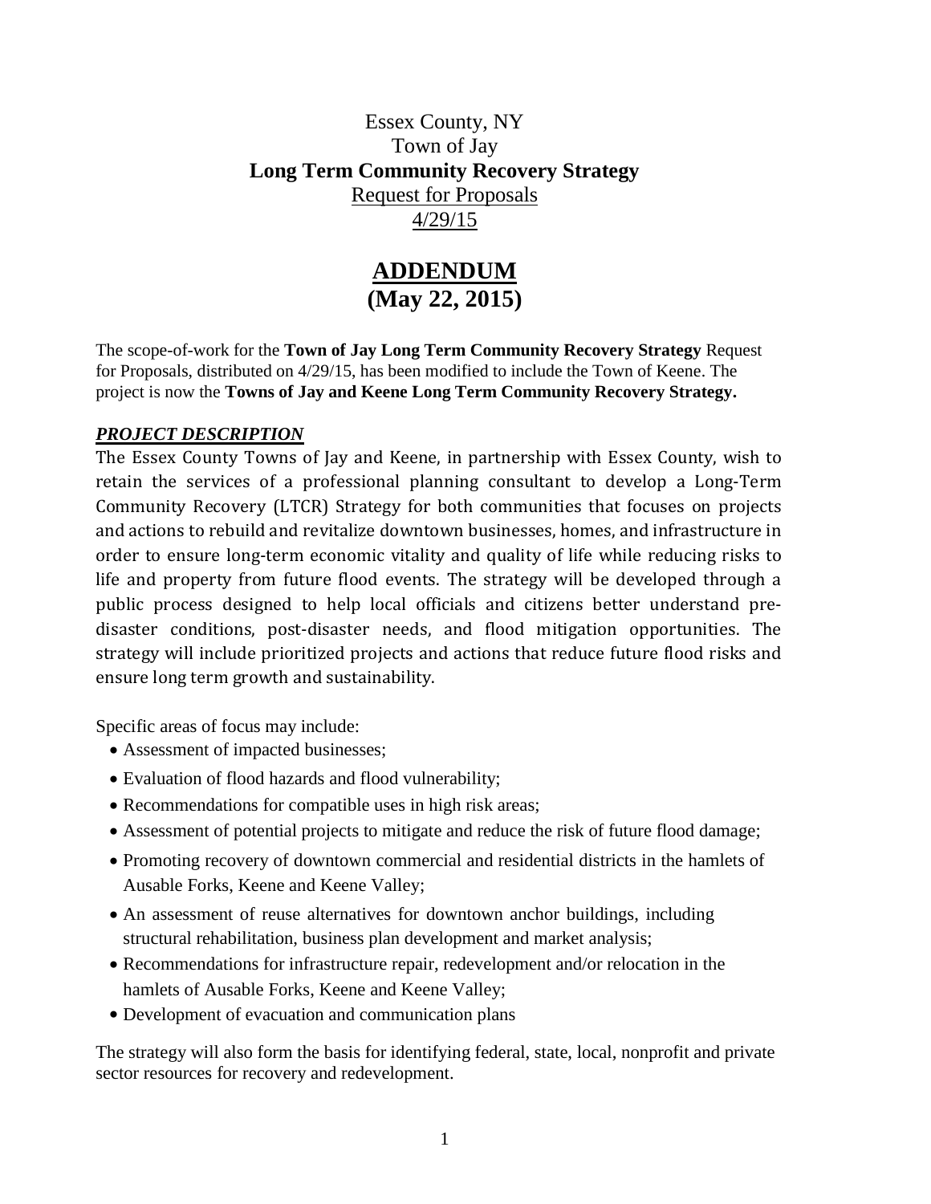Essex County, NY

Town of Jay

**Long Term Community Recovery Strategy**

Request for Proposals

4/29/15

# ADDENDUM
# (May 22, 2015)

The scope-of-work for the **Town of Jay Long Term Community Recovery Strategy** Request for Proposals, distributed on 4/29/15, has been modified to include the Town of Keene. The project is now the **Towns of Jay and Keene Long Term Community Recovery Strategy.**

## ***PROJECT DESCRIPTION***

The Essex County Towns of Jay and Keene, in partnership with Essex County, wish to retain the services of a professional planning consultant to develop a Long-Term Community Recovery (LTCR) Strategy for both communities that focuses on projects and actions to rebuild and revitalize downtown businesses, homes, and infrastructure in order to ensure long-term economic vitality and quality of life while reducing risks to life and property from future flood events. The strategy will be developed through a public process designed to help local officials and citizens better understand pre-disaster conditions, post-disaster needs, and flood mitigation opportunities. The strategy will include prioritized projects and actions that reduce future flood risks and ensure long term growth and sustainability.

Specific areas of focus may include:

- Assessment of impacted businesses;
- Evaluation of flood hazards and flood vulnerability;
- Recommendations for compatible uses in high risk areas;
- Assessment of potential projects to mitigate and reduce the risk of future flood damage;
- Promoting recovery of downtown commercial and residential districts in the hamlets of Ausable Forks, Keene and Keene Valley;
- An assessment of reuse alternatives for downtown anchor buildings, including structural rehabilitation, business plan development and market analysis;
- Recommendations for infrastructure repair, redevelopment and/or relocation in the hamlets of Ausable Forks, Keene and Keene Valley;
- Development of evacuation and communication plans

The strategy will also form the basis for identifying federal, state, local, nonprofit and private sector resources for recovery and redevelopment.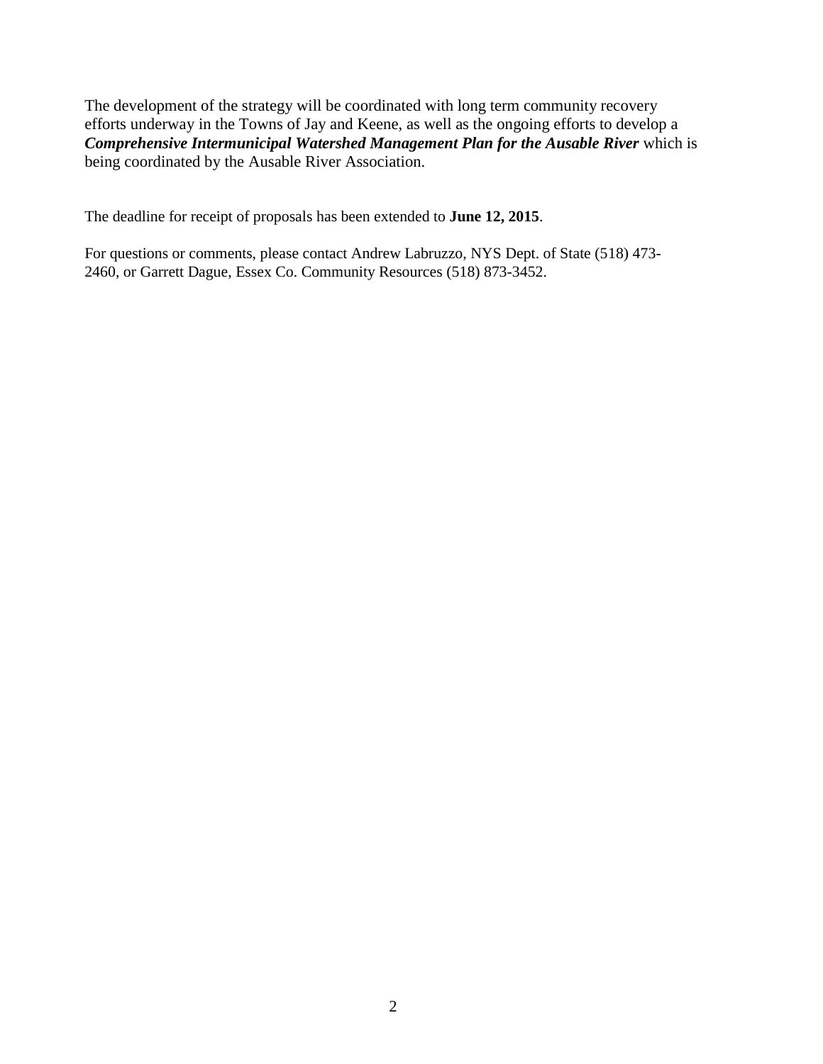The development of the strategy will be coordinated with long term community recovery efforts underway in the Towns of Jay and Keene, as well as the ongoing efforts to develop a ***Comprehensive Intermunicipal Watershed Management Plan for the Ausable River*** which is being coordinated by the Ausable River Association.

The deadline for receipt of proposals has been extended to **June 12, 2015**.

For questions or comments, please contact Andrew Labruzzo, NYS Dept. of State (518) 473-2460, or Garrett Dague, Essex Co. Community Resources (518) 873-3452.